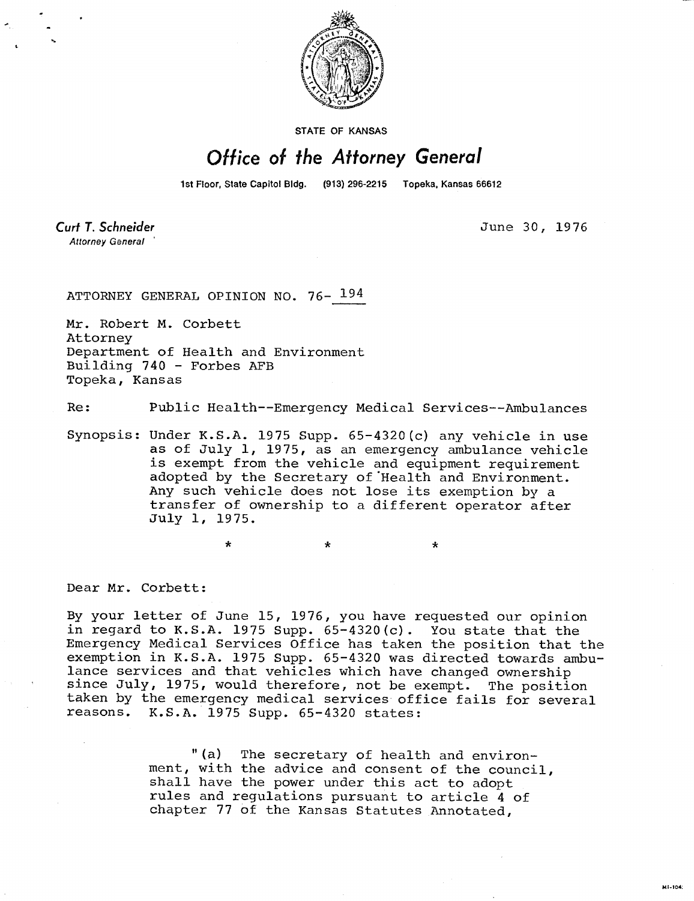STATE OF KANSAS

# Office of the Attorney General

1st Floor, State Capitol Bldg. (913) 296-2215 Topeka, Kansas 66612

**Curt T. Schneider**
*Attorney General*

June 30, 1976

ATTORNEY GENERAL OPINION NO. 76-194

Mr. Robert M. Corbett
Attorney
Department of Health and Environment
Building 740 - Forbes AFB
Topeka, Kansas

Re: Public Health--Emergency Medical Services--Ambulances

Synopsis: Under K.S.A. 1975 Supp. 65-4320(c) any vehicle in use as of July 1, 1975, as an emergency ambulance vehicle is exempt from the vehicle and equipment requirement adopted by the Secretary of Health and Environment. Any such vehicle does not lose its exemption by a transfer of ownership to a different operator after July 1, 1975.

\* \* \*

Dear Mr. Corbett:

By your letter of June 15, 1976, you have requested our opinion in regard to K.S.A. 1975 Supp. 65-4320(c). You state that the Emergency Medical Services Office has taken the position that the exemption in K.S.A. 1975 Supp. 65-4320 was directed towards ambulance services and that vehicles which have changed ownership since July, 1975, would therefore, not be exempt. The position taken by the emergency medical services office fails for several reasons. K.S.A. 1975 Supp. 65-4320 states:

> "(a) The secretary of health and environment, with the advice and consent of the council, shall have the power under this act to adopt rules and regulations pursuant to article 4 of chapter 77 of the Kansas Statutes Annotated,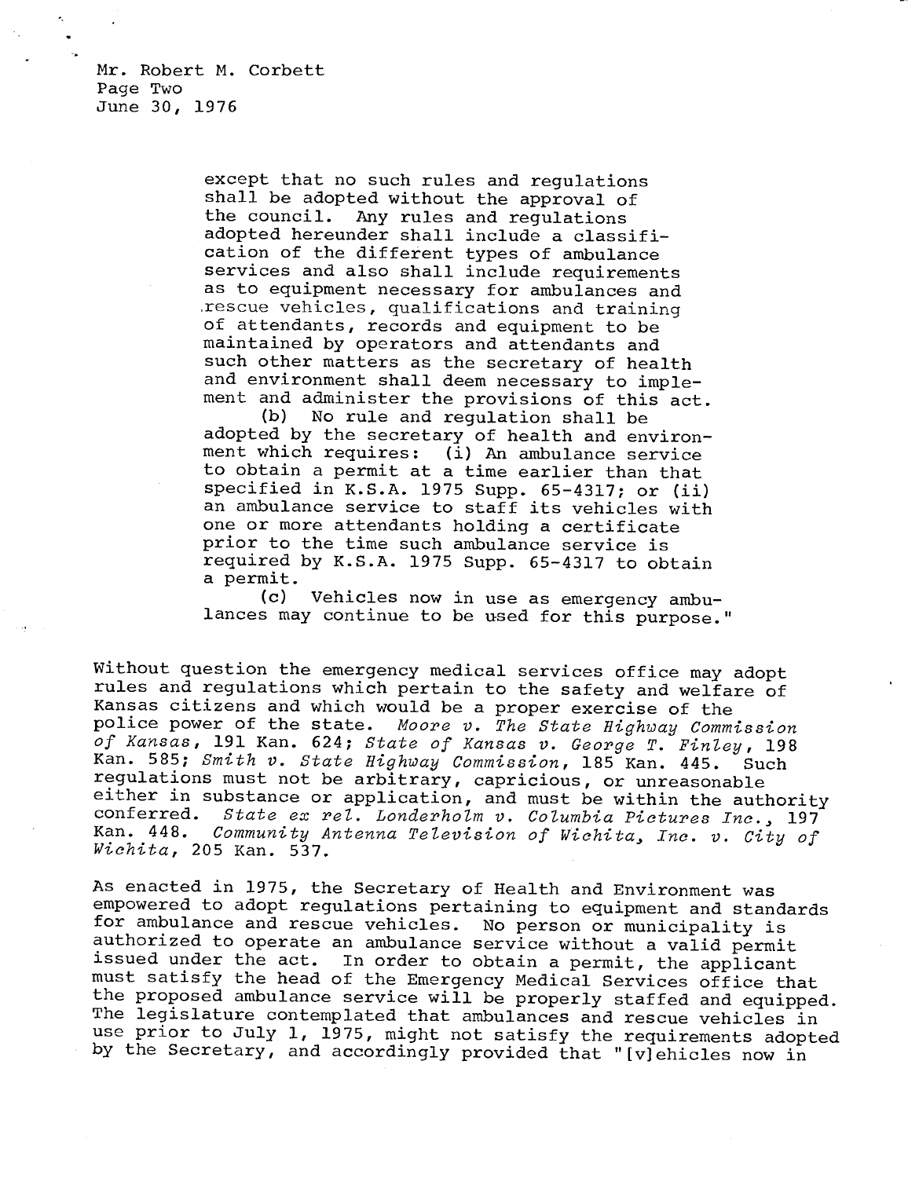> except that no such rules and regulations shall be adopted without the approval of the council. Any rules and regulations adopted hereunder shall include a classification of the different types of ambulance services and also shall include requirements as to equipment necessary for ambulances and rescue vehicles, qualifications and training of attendants, records and equipment to be maintained by operators and attendants and such other matters as the secretary of health and environment shall deem necessary to implement and administer the provisions of this act.
>
> (b) No rule and regulation shall be adopted by the secretary of health and environment which requires: (i) An ambulance service to obtain a permit at a time earlier than that specified in K.S.A. 1975 Supp. 65-4317; or (ii) an ambulance service to staff its vehicles with one or more attendants holding a certificate prior to the time such ambulance service is required by K.S.A. 1975 Supp. 65-4317 to obtain a permit.
>
> (c) Vehicles now in use as emergency ambulances may continue to be used for this purpose."

Without question the emergency medical services office may adopt rules and regulations which pertain to the safety and welfare of Kansas citizens and which would be a proper exercise of the police power of the state. *Moore v. The State Highway Commission of Kansas*, 191 Kan. 624; *State of Kansas v. George T. Finley*, 198 Kan. 585; *Smith v. State Highway Commission*, 185 Kan. 445. Such regulations must not be arbitrary, capricious, or unreasonable either in substance or application, and must be within the authority conferred. *State ex rel. Londerholm v. Columbia Pictures Inc.*, 197 Kan. 448. *Community Antenna Television of Wichita, Inc. v. City of Wichita*, 205 Kan. 537.

As enacted in 1975, the Secretary of Health and Environment was empowered to adopt regulations pertaining to equipment and standards for ambulance and rescue vehicles. No person or municipality is authorized to operate an ambulance service without a valid permit issued under the act. In order to obtain a permit, the applicant must satisfy the head of the Emergency Medical Services office that the proposed ambulance service will be properly staffed and equipped. The legislature contemplated that ambulances and rescue vehicles in use prior to July 1, 1975, might not satisfy the requirements adopted by the Secretary, and accordingly provided that "[v]ehicles now in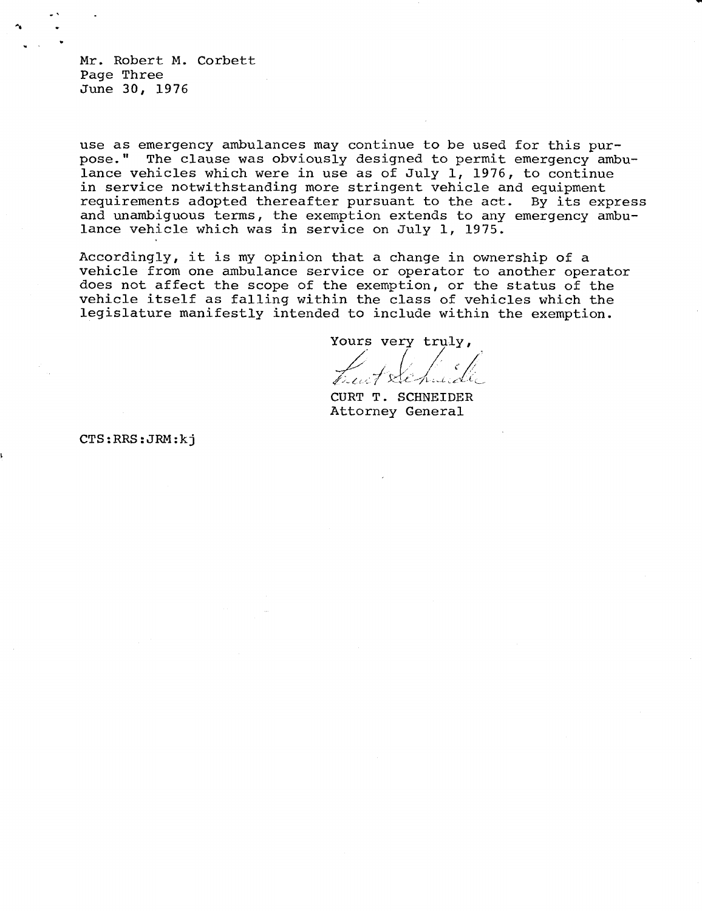Mr. Robert M. Corbett
Page Three
June 30, 1976

use as emergency ambulances may continue to be used for this purpose." The clause was obviously designed to permit emergency ambulance vehicles which were in use as of July 1, 1976, to continue in service notwithstanding more stringent vehicle and equipment requirements adopted thereafter pursuant to the act. By its express and unambiguous terms, the exemption extends to any emergency ambulance vehicle which was in service on July 1, 1975.

Accordingly, it is my opinion that a change in ownership of a vehicle from one ambulance service or operator to another operator does not affect the scope of the exemption, or the status of the vehicle itself as falling within the class of vehicles which the legislature manifestly intended to include within the exemption.

Yours very truly,

CURT T. SCHNEIDER
Attorney General

CTS:RRS:JRM:kj